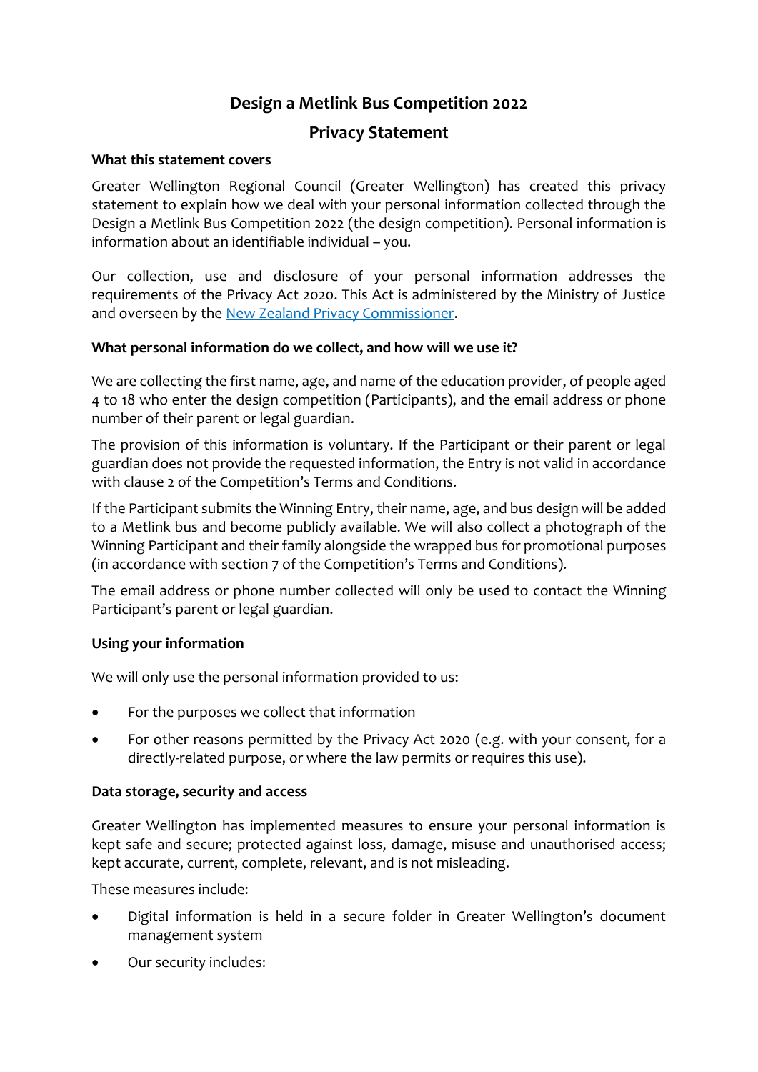# Design a Metlink Bus Competition 2022

## Privacy Statement

### What this statement covers

Greater Wellington Regional Council (Greater Wellington) has created this privacy statement to explain how we deal with your personal information collected through the Design a Metlink Bus Competition 2022 (the design competition). Personal information is information about an identifiable individual – you.

Our collection, use and disclosure of your personal information addresses the requirements of the Privacy Act 2020. This Act is administered by the Ministry of Justice and overseen by the [New Zealand Privacy Commissioner](New Zealand Privacy Commissioner).

### What personal information do we collect, and how will we use it?

We are collecting the first name, age, and name of the education provider, of people aged 4 to 18 who enter the design competition (Participants), and the email address or phone number of their parent or legal guardian.

The provision of this information is voluntary. If the Participant or their parent or legal guardian does not provide the requested information, the Entry is not valid in accordance with clause 2 of the Competition's Terms and Conditions.

If the Participant submits the Winning Entry, their name, age, and bus design will be added to a Metlink bus and become publicly available. We will also collect a photograph of the Winning Participant and their family alongside the wrapped bus for promotional purposes (in accordance with section 7 of the Competition's Terms and Conditions).

The email address or phone number collected will only be used to contact the Winning Participant's parent or legal guardian.

### Using your information

We will only use the personal information provided to us:

- For the purposes we collect that information
- For other reasons permitted by the Privacy Act 2020 (e.g. with your consent, for a directly-related purpose, or where the law permits or requires this use).

### Data storage, security and access

Greater Wellington has implemented measures to ensure your personal information is kept safe and secure; protected against loss, damage, misuse and unauthorised access; kept accurate, current, complete, relevant, and is not misleading.

These measures include:

- Digital information is held in a secure folder in Greater Wellington's document management system
- Our security includes: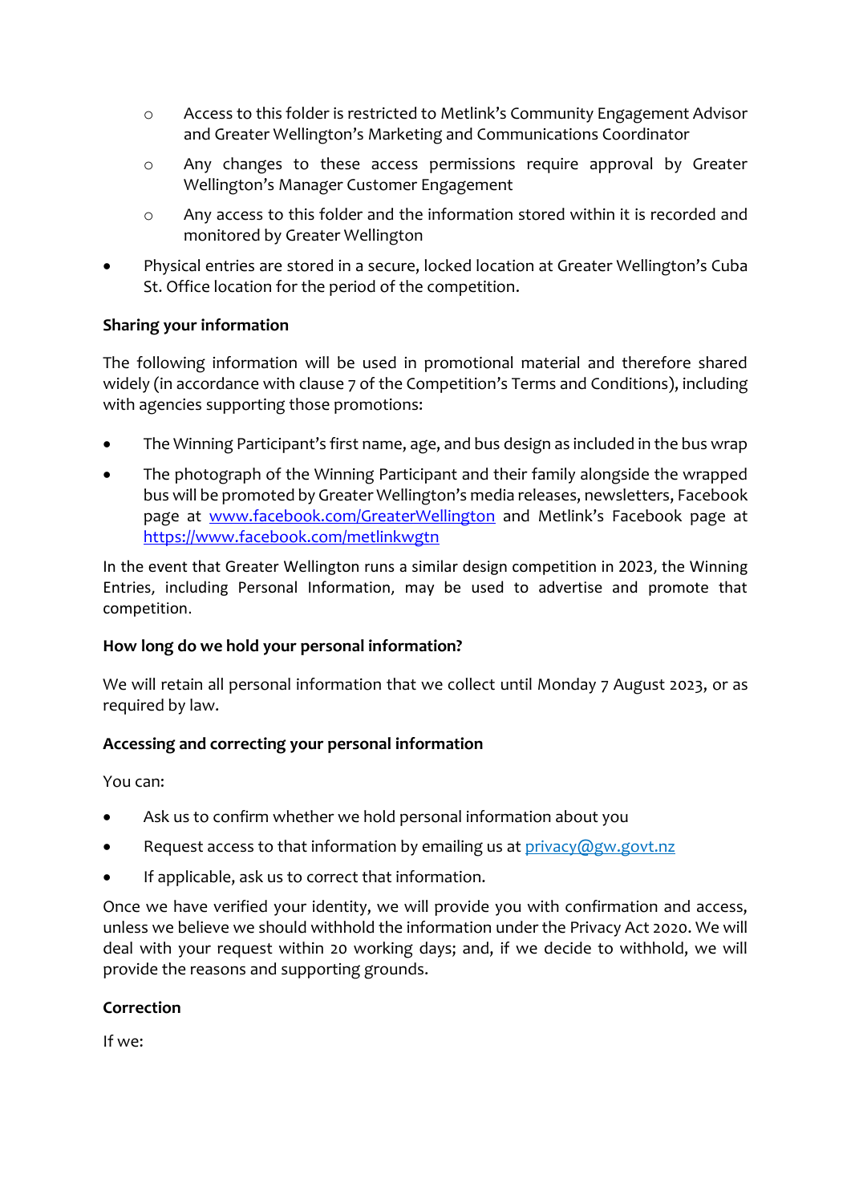- Access to this folder is restricted to Metlink's Community Engagement Advisor and Greater Wellington's Marketing and Communications Coordinator
    - Any changes to these access permissions require approval by Greater Wellington's Manager Customer Engagement
    - Any access to this folder and the information stored within it is recorded and monitored by Greater Wellington
- Physical entries are stored in a secure, locked location at Greater Wellington's Cuba St. Office location for the period of the competition.

**Sharing your information**

The following information will be used in promotional material and therefore shared widely (in accordance with clause 7 of the Competition's Terms and Conditions), including with agencies supporting those promotions:

- The Winning Participant's first name, age, and bus design as included in the bus wrap
- The photograph of the Winning Participant and their family alongside the wrapped bus will be promoted by Greater Wellington's media releases, newsletters, Facebook page at [www.facebook.com/GreaterWellington](http://www.facebook.com/GreaterWellington) and Metlink's Facebook page at [https://www.facebook.com/metlinkwgtn](https://www.facebook.com/metlinkwgtn)

In the event that Greater Wellington runs a similar design competition in 2023, the Winning Entries, including Personal Information, may be used to advertise and promote that competition.

**How long do we hold your personal information?**

We will retain all personal information that we collect until Monday 7 August 2023, or as required by law.

**Accessing and correcting your personal information**

You can:

- Ask us to confirm whether we hold personal information about you
- Request access to that information by emailing us at [privacy@gw.govt.nz](mailto:privacy@gw.govt.nz)
- If applicable, ask us to correct that information.

Once we have verified your identity, we will provide you with confirmation and access, unless we believe we should withhold the information under the Privacy Act 2020. We will deal with your request within 20 working days; and, if we decide to withhold, we will provide the reasons and supporting grounds.

**Correction**

If we: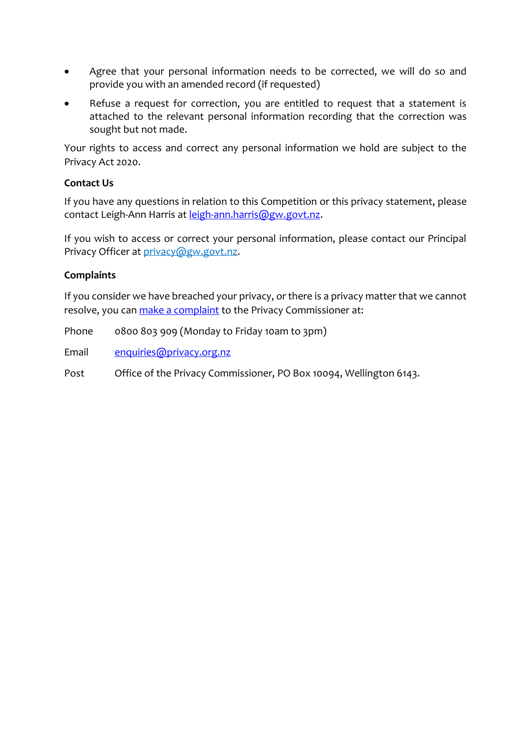- Agree that your personal information needs to be corrected, we will do so and provide you with an amended record (if requested)
- Refuse a request for correction, you are entitled to request that a statement is attached to the relevant personal information recording that the correction was sought but not made.

Your rights to access and correct any personal information we hold are subject to the Privacy Act 2020.

**Contact Us**

If you have any questions in relation to this Competition or this privacy statement, please contact Leigh-Ann Harris at leigh-ann.harris@gw.govt.nz.

If you wish to access or correct your personal information, please contact our Principal Privacy Officer at privacy@gw.govt.nz.

**Complaints**

If you consider we have breached your privacy, or there is a privacy matter that we cannot resolve, you can make a complaint to the Privacy Commissioner at:

| | |
|---|---|
| Phone | 0800 803 909 (Monday to Friday 10am to 3pm) |
| Email | enquiries@privacy.org.nz |
| Post | Office of the Privacy Commissioner, PO Box 10094, Wellington 6143. |